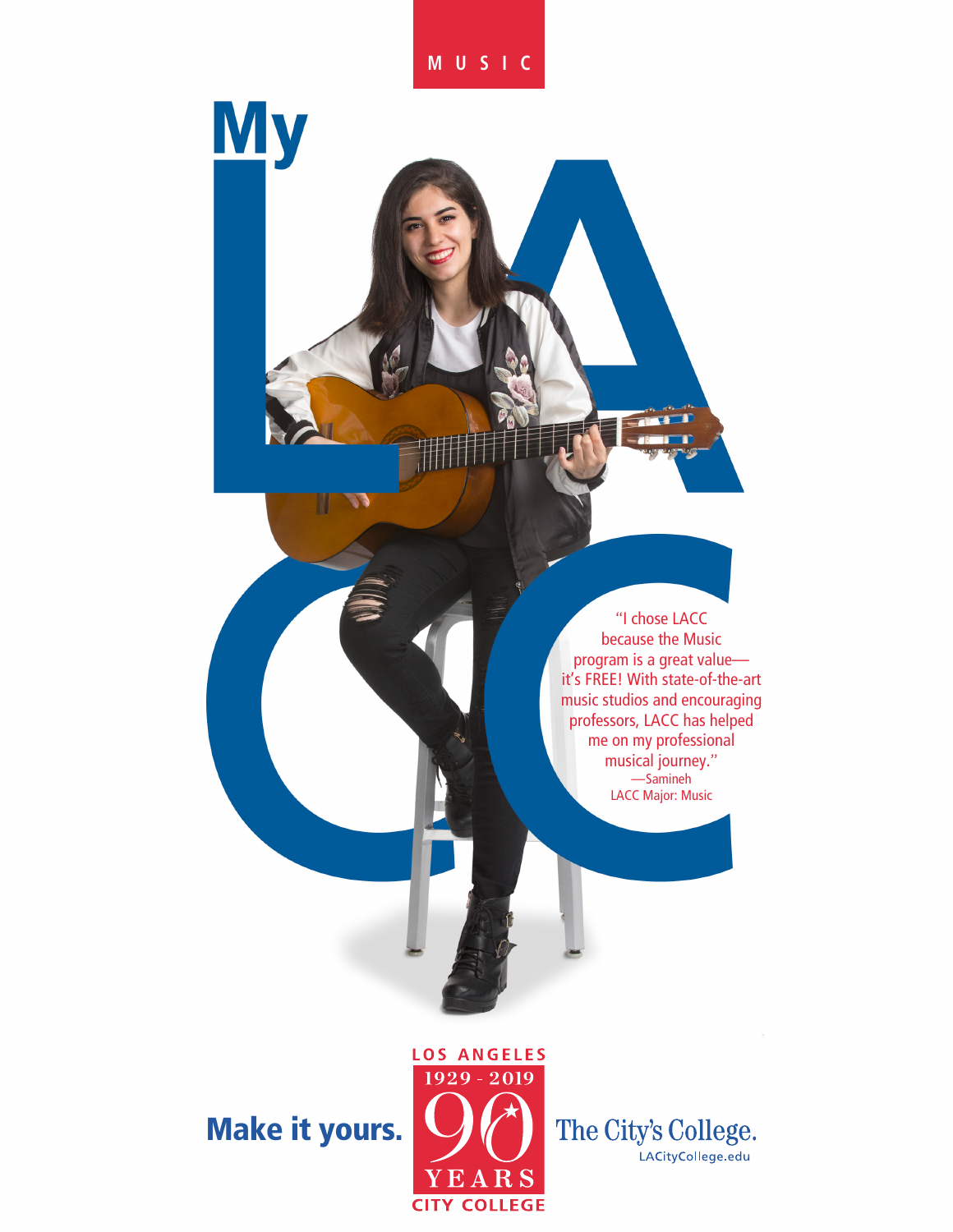MUSIC

# My LACC

"I chose LACC because the Music program is a great value—it's FREE! With state-of-the-art music studios and encouraging professors, LACC has helped me on my professional musical journey."
—Samineh
LACC Major: Music

**Make it yours.**

LOS ANGELES
1929 - 2019
90
YEARS
CITY COLLEGE

The City's College.
LACityCollege.edu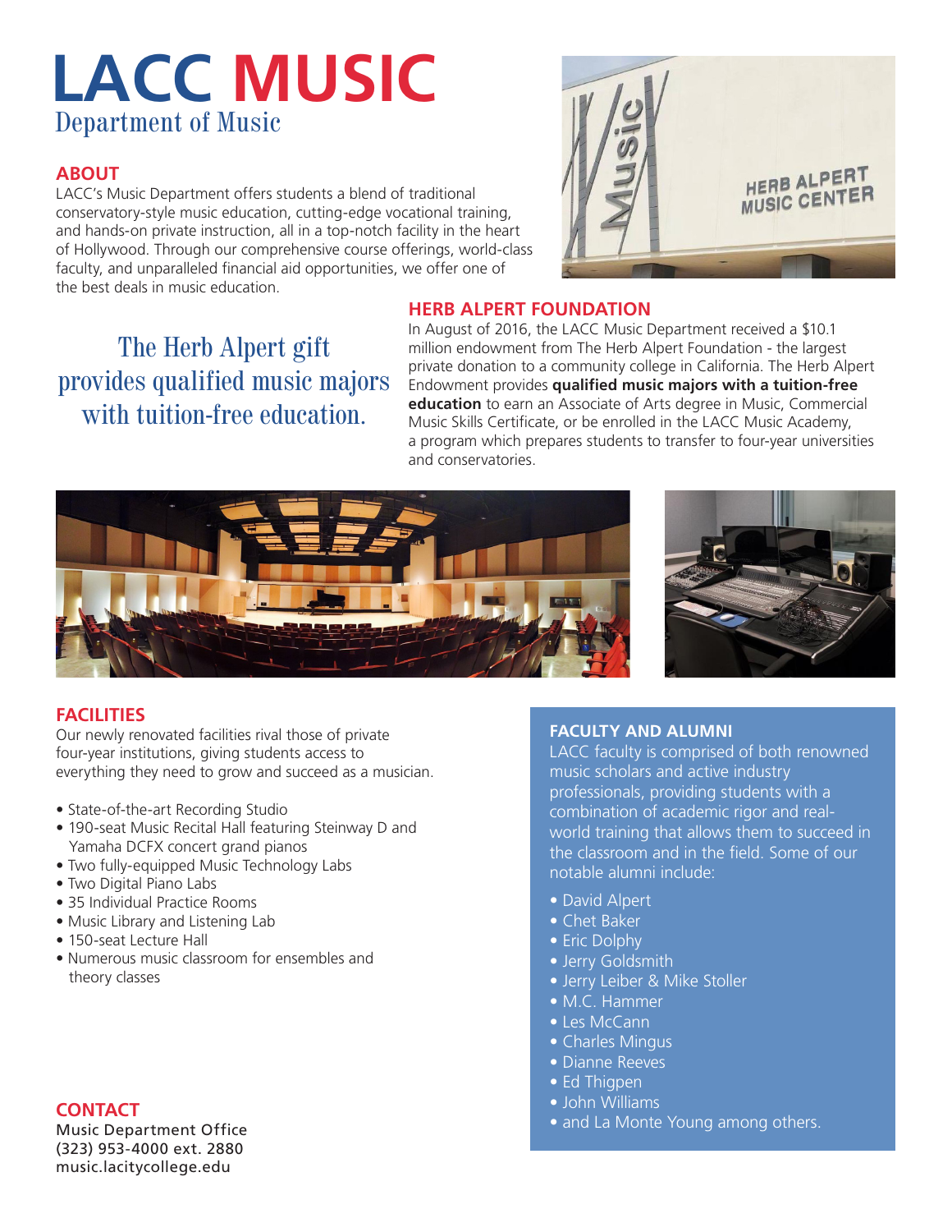# LACC MUSIC

Department of Music

## ABOUT

LACC's Music Department offers students a blend of traditional conservatory-style music education, cutting-edge vocational training, and hands-on private instruction, all in a top-notch facility in the heart of Hollywood. Through our comprehensive course offerings, world-class faculty, and unparalleled financial aid opportunities, we offer one of the best deals in music education.

The Herb Alpert gift provides qualified music majors with tuition-free education.

## HERB ALPERT FOUNDATION

In August of 2016, the LACC Music Department received a $10.1 million endowment from The Herb Alpert Foundation - the largest private donation to a community college in California. The Herb Alpert Endowment provides **qualified music majors with a tuition-free education** to earn an Associate of Arts degree in Music, Commercial Music Skills Certificate, or be enrolled in the LACC Music Academy, a program which prepares students to transfer to four-year universities and conservatories.

## FACILITIES

Our newly renovated facilities rival those of private four-year institutions, giving students access to everything they need to grow and succeed as a musician.

- State-of-the-art Recording Studio
- 190-seat Music Recital Hall featuring Steinway D and Yamaha DCFX concert grand pianos
- Two fully-equipped Music Technology Labs
- Two Digital Piano Labs
- 35 Individual Practice Rooms
- Music Library and Listening Lab
- 150-seat Lecture Hall
- Numerous music classroom for ensembles and theory classes

## FACULTY AND ALUMNI

LACC faculty is comprised of both renowned music scholars and active industry professionals, providing students with a combination of academic rigor and real-world training that allows them to succeed in the classroom and in the field. Some of our notable alumni include:

- David Alpert
- Chet Baker
- Eric Dolphy
- Jerry Goldsmith
- Jerry Leiber & Mike Stoller
- M.C. Hammer
- Les McCann
- Charles Mingus
- Dianne Reeves
- Ed Thigpen
- John Williams
- and La Monte Young among others.

## CONTACT

Music Department Office
(323) 953-4000 ext. 2880
music.lacitycollege.edu